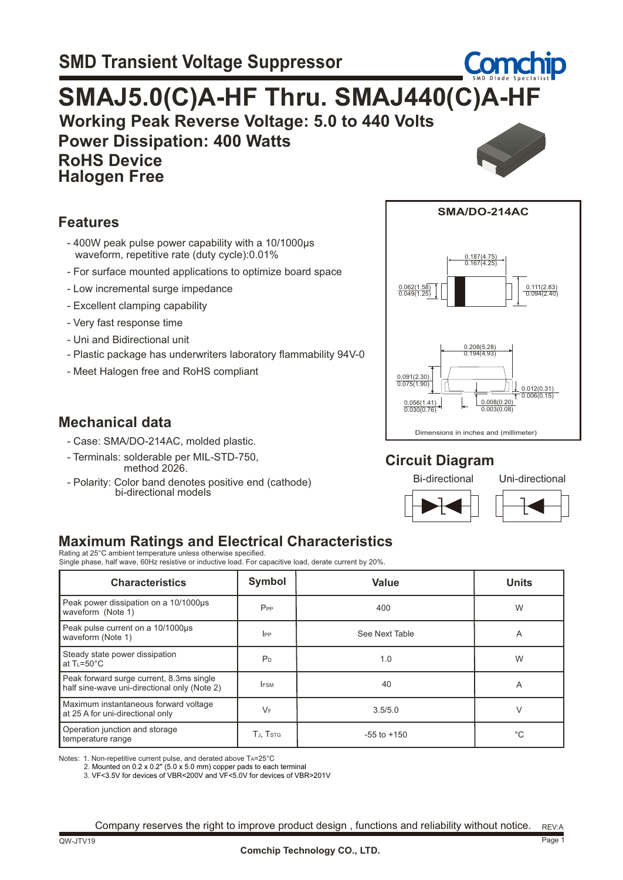## SMD Transient Voltage Suppressor

# SMAJ5.0(C)A-HF Thru. SMAJ440(C)A-HF

**Working Peak Reverse Voltage: 5.0 to 440 Volts**
**Power Dissipation: 400 Watts**
**RoHS Device**
**Halogen Free**

## Features

- 400W peak pulse power capability with a 10/1000μs waveform, repetitive rate (duty cycle):0.01%
- For surface mounted applications to optimize board space
- Low incremental surge impedance
- Excellent clamping capability
- Very fast response time
- Uni and Bidirectional unit
- Plastic package has underwriters laboratory flammability 94V-0
- Meet Halogen free and RoHS compliant

**SMA/DO-214AC**

0.187(4.75) / 0.167(4.25)
0.062(1.58) / 0.049(1.25)
0.111(2.83) / 0.094(2.40)
0.208(5.28) / 0.194(4.93)
0.091(2.30) / 0.075(1.90)
0.012(0.31) / 0.006(0.15)
0.056(1.41) / 0.030(0.76)
0.008(0.20) / 0.003(0.08)

Dimensions in inches and (millimeter)

## Mechanical data

- Case: SMA/DO-214AC, molded plastic.
- Terminals: solderable per MIL-STD-750, method 2026.
- Polarity: Color band denotes positive end (cathode) bi-directional models

## Circuit Diagram

Bi-directional    Uni-directional

## Maximum Ratings and Electrical Characteristics

Rating at 25°C ambient temperature unless otherwise specified.
Single phase, half wave, 60Hz resistive or inductive load. For capacitive load, derate current by 20%.

| Characteristics | Symbol | Value | Units |
|---|---|---|---|
| Peak power dissipation on a 10/1000μs waveform (Note 1) | $P_{PP}$ | 400 | W |
| Peak pulse current on a 10/1000μs waveform (Note 1) | $I_{PP}$ | See Next Table | A |
| Steady state power dissipation at $T_L$=50°C | $P_D$ | 1.0 | W |
| Peak forward surge current, 8.3ms single half sine-wave uni-directional only (Note 2) | $I_{FSM}$ | 40 | A |
| Maximum instantaneous forward voltage at 25 A for uni-directional only | $V_F$ | 3.5/5.0 | V |
| Operation junction and storage temperature range | $T_J$, $T_{STG}$ | -55 to +150 | °C |

Notes: 1. Non-repetitive current pulse, and derated above $T_A$=25°C
2. Mounted on 0.2 x 0.2" (5.0 x 5.0 mm) copper pads to each terminal
3. VF<3.5V for devices of VBR<200V and VF<5.0V for devices of VBR>201V

Company reserves the right to improve product design , functions and reliability without notice.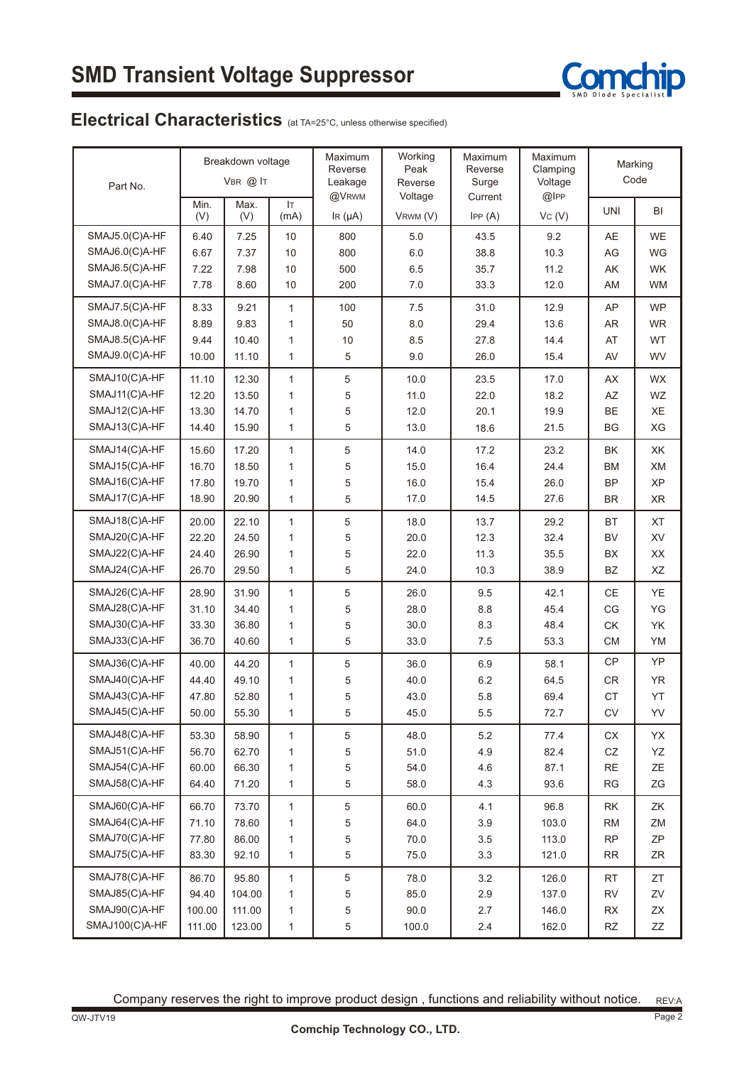# SMD Transient Voltage Suppressor

## Electrical Characteristics (at TA=25°C, unless otherwise specified)

| Part No. | Breakdown voltage $V_{BR}$ @ $I_T$ | | | Maximum Reverse Leakage @$V_{RWM}$ | Working Peak Reverse Voltage | Maximum Reverse Surge Current | Maximum Clamping Voltage @$I_{PP}$ | Marking Code | |
|---|---|---|---|---|---|---|---|---|---|
| | Min. (V) | Max. (V) | $I_T$ (mA) | $I_R$ (μA) | $V_{RWM}$ (V) | $I_{PP}$ (A) | $V_C$ (V) | UNI | BI |
| SMAJ5.0(C)A-HF | 6.40 | 7.25 | 10 | 800 | 5.0 | 43.5 | 9.2 | AE | WE |
| SMAJ6.0(C)A-HF | 6.67 | 7.37 | 10 | 800 | 6.0 | 38.8 | 10.3 | AG | WG |
| SMAJ6.5(C)A-HF | 7.22 | 7.98 | 10 | 500 | 6.5 | 35.7 | 11.2 | AK | WK |
| SMAJ7.0(C)A-HF | 7.78 | 8.60 | 10 | 200 | 7.0 | 33.3 | 12.0 | AM | WM |
| SMAJ7.5(C)A-HF | 8.33 | 9.21 | 1 | 100 | 7.5 | 31.0 | 12.9 | AP | WP |
| SMAJ8.0(C)A-HF | 8.89 | 9.83 | 1 | 50 | 8.0 | 29.4 | 13.6 | AR | WR |
| SMAJ8.5(C)A-HF | 9.44 | 10.40 | 1 | 10 | 8.5 | 27.8 | 14.4 | AT | WT |
| SMAJ9.0(C)A-HF | 10.00 | 11.10 | 1 | 5 | 9.0 | 26.0 | 15.4 | AV | WV |
| SMAJ10(C)A-HF | 11.10 | 12.30 | 1 | 5 | 10.0 | 23.5 | 17.0 | AX | WX |
| SMAJ11(C)A-HF | 12.20 | 13.50 | 1 | 5 | 11.0 | 22.0 | 18.2 | AZ | WZ |
| SMAJ12(C)A-HF | 13.30 | 14.70 | 1 | 5 | 12.0 | 20.1 | 19.9 | BE | XE |
| SMAJ13(C)A-HF | 14.40 | 15.90 | 1 | 5 | 13.0 | 18.6 | 21.5 | BG | XG |
| SMAJ14(C)A-HF | 15.60 | 17.20 | 1 | 5 | 14.0 | 17.2 | 23.2 | BK | XK |
| SMAJ15(C)A-HF | 16.70 | 18.50 | 1 | 5 | 15.0 | 16.4 | 24.4 | BM | XM |
| SMAJ16(C)A-HF | 17.80 | 19.70 | 1 | 5 | 16.0 | 15.4 | 26.0 | BP | XP |
| SMAJ17(C)A-HF | 18.90 | 20.90 | 1 | 5 | 17.0 | 14.5 | 27.6 | BR | XR |
| SMAJ18(C)A-HF | 20.00 | 22.10 | 1 | 5 | 18.0 | 13.7 | 29.2 | BT | XT |
| SMAJ20(C)A-HF | 22.20 | 24.50 | 1 | 5 | 20.0 | 12.3 | 32.4 | BV | XV |
| SMAJ22(C)A-HF | 24.40 | 26.90 | 1 | 5 | 22.0 | 11.3 | 35.5 | BX | XX |
| SMAJ24(C)A-HF | 26.70 | 29.50 | 1 | 5 | 24.0 | 10.3 | 38.9 | BZ | XZ |
| SMAJ26(C)A-HF | 28.90 | 31.90 | 1 | 5 | 26.0 | 9.5 | 42.1 | CE | YE |
| SMAJ28(C)A-HF | 31.10 | 34.40 | 1 | 5 | 28.0 | 8.8 | 45.4 | CG | YG |
| SMAJ30(C)A-HF | 33.30 | 36.80 | 1 | 5 | 30.0 | 8.3 | 48.4 | CK | YK |
| SMAJ33(C)A-HF | 36.70 | 40.60 | 1 | 5 | 33.0 | 7.5 | 53.3 | CM | YM |
| SMAJ36(C)A-HF | 40.00 | 44.20 | 1 | 5 | 36.0 | 6.9 | 58.1 | CP | YP |
| SMAJ40(C)A-HF | 44.40 | 49.10 | 1 | 5 | 40.0 | 6.2 | 64.5 | CR | YR |
| SMAJ43(C)A-HF | 47.80 | 52.80 | 1 | 5 | 43.0 | 5.8 | 69.4 | CT | YT |
| SMAJ45(C)A-HF | 50.00 | 55.30 | 1 | 5 | 45.0 | 5.5 | 72.7 | CV | YV |
| SMAJ48(C)A-HF | 53.30 | 58.90 | 1 | 5 | 48.0 | 5.2 | 77.4 | CX | YX |
| SMAJ51(C)A-HF | 56.70 | 62.70 | 1 | 5 | 51.0 | 4.9 | 82.4 | CZ | YZ |
| SMAJ54(C)A-HF | 60.00 | 66.30 | 1 | 5 | 54.0 | 4.6 | 87.1 | RE | ZE |
| SMAJ58(C)A-HF | 64.40 | 71.20 | 1 | 5 | 58.0 | 4.3 | 93.6 | RG | ZG |
| SMAJ60(C)A-HF | 66.70 | 73.70 | 1 | 5 | 60.0 | 4.1 | 96.8 | RK | ZK |
| SMAJ64(C)A-HF | 71.10 | 78.60 | 1 | 5 | 64.0 | 3.9 | 103.0 | RM | ZM |
| SMAJ70(C)A-HF | 77.80 | 86.00 | 1 | 5 | 70.0 | 3.5 | 113.0 | RP | ZP |
| SMAJ75(C)A-HF | 83.30 | 92.10 | 1 | 5 | 75.0 | 3.3 | 121.0 | RR | ZR |
| SMAJ78(C)A-HF | 86.70 | 95.80 | 1 | 5 | 78.0 | 3.2 | 126.0 | RT | ZT |
| SMAJ85(C)A-HF | 94.40 | 104.00 | 1 | 5 | 85.0 | 2.9 | 137.0 | RV | ZV |
| SMAJ90(C)A-HF | 100.00 | 111.00 | 1 | 5 | 90.0 | 2.7 | 146.0 | RX | ZX |
| SMAJ100(C)A-HF | 111.00 | 123.00 | 1 | 5 | 100.0 | 2.4 | 162.0 | RZ | ZZ |

Company reserves the right to improve product design , functions and reliability without notice.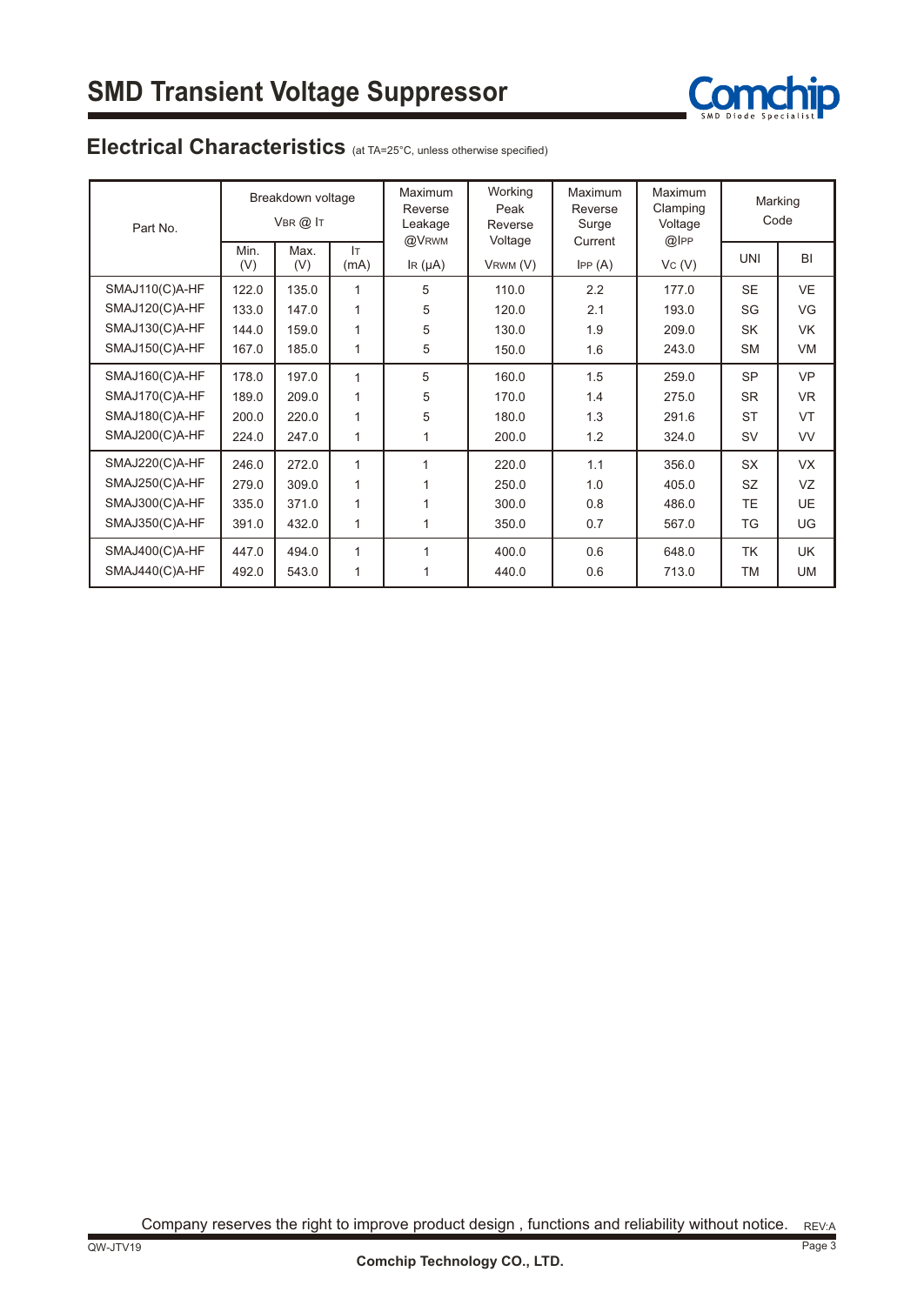# SMD Transient Voltage Suppressor

## Electrical Characteristics (at TA=25°C, unless otherwise specified)

| Part No. | Breakdown voltage $V_{BR}$ @ $I_T$ | | | Maximum Reverse Leakage @$V_{RWM}$ | Working Peak Reverse Voltage | Maximum Reverse Surge Current | Maximum Clamping Voltage @$I_{PP}$ | Marking Code | |
|---|---|---|---|---|---|---|---|---|---|
| | Min. (V) | Max. (V) | $I_T$ (mA) | $I_R$ (μA) | $V_{RWM}$ (V) | $I_{PP}$ (A) | $V_C$ (V) | UNI | BI |
| SMAJ110(C)A-HF | 122.0 | 135.0 | 1 | 5 | 110.0 | 2.2 | 177.0 | SE | VE |
| SMAJ120(C)A-HF | 133.0 | 147.0 | 1 | 5 | 120.0 | 2.1 | 193.0 | SG | VG |
| SMAJ130(C)A-HF | 144.0 | 159.0 | 1 | 5 | 130.0 | 1.9 | 209.0 | SK | VK |
| SMAJ150(C)A-HF | 167.0 | 185.0 | 1 | 5 | 150.0 | 1.6 | 243.0 | SM | VM |
| SMAJ160(C)A-HF | 178.0 | 197.0 | 1 | 5 | 160.0 | 1.5 | 259.0 | SP | VP |
| SMAJ170(C)A-HF | 189.0 | 209.0 | 1 | 5 | 170.0 | 1.4 | 275.0 | SR | VR |
| SMAJ180(C)A-HF | 200.0 | 220.0 | 1 | 5 | 180.0 | 1.3 | 291.6 | ST | VT |
| SMAJ200(C)A-HF | 224.0 | 247.0 | 1 | 1 | 200.0 | 1.2 | 324.0 | SV | VV |
| SMAJ220(C)A-HF | 246.0 | 272.0 | 1 | 1 | 220.0 | 1.1 | 356.0 | SX | VX |
| SMAJ250(C)A-HF | 279.0 | 309.0 | 1 | 1 | 250.0 | 1.0 | 405.0 | SZ | VZ |
| SMAJ300(C)A-HF | 335.0 | 371.0 | 1 | 1 | 300.0 | 0.8 | 486.0 | TE | UE |
| SMAJ350(C)A-HF | 391.0 | 432.0 | 1 | 1 | 350.0 | 0.7 | 567.0 | TG | UG |
| SMAJ400(C)A-HF | 447.0 | 494.0 | 1 | 1 | 400.0 | 0.6 | 648.0 | TK | UK |
| SMAJ440(C)A-HF | 492.0 | 543.0 | 1 | 1 | 440.0 | 0.6 | 713.0 | TM | UM |

Company reserves the right to improve product design , functions and reliability without notice.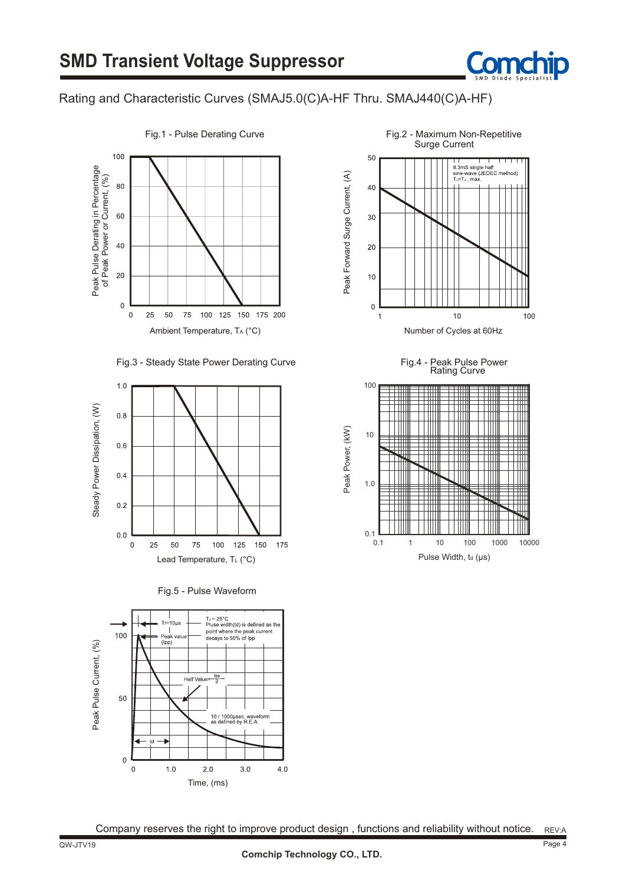## Rating and Characteristic Curves (SMAJ5.0(C)A-HF Thru. SMAJ440(C)A-HF)

**Fig.1 - Pulse Derating Curve**

Peak Pulse Derating in Percentage of Peak Power or Current, (%)

Ambient Temperature, $T_A$ (°C)

**Fig.2 - Maximum Non-Repetitive Surge Current**

8.3mS single half sine-wave (JEDEC method) $T_J$=$T_J$ , max.

Peak Forward Surge Current, (A)

Number of Cycles at 60Hz

**Fig.3 - Steady State Power Derating Curve**

Steady Power Dissipation, (W)

Lead Temperature, $T_L$ (°C)

**Fig.4 - Peak Pulse Power Rating Curve**

Peak Power, (kW)

Pulse Width, $t_d$ (μs)

**Fig.5 - Pulse Waveform**

Tr=10μs

$T_J$ = 25°C
Pluse width(td) is defined as the point where the peak current decays to 50% of Ipp

Peak value (Ipp)

Half Value= $\frac{Ipp}{2}$

10 / 1000μsec. waveform as defined by R.E.A.

td

Peak Pulse Current, (%)

Time, (ms)

Company reserves the right to improve product design , functions and reliability without notice.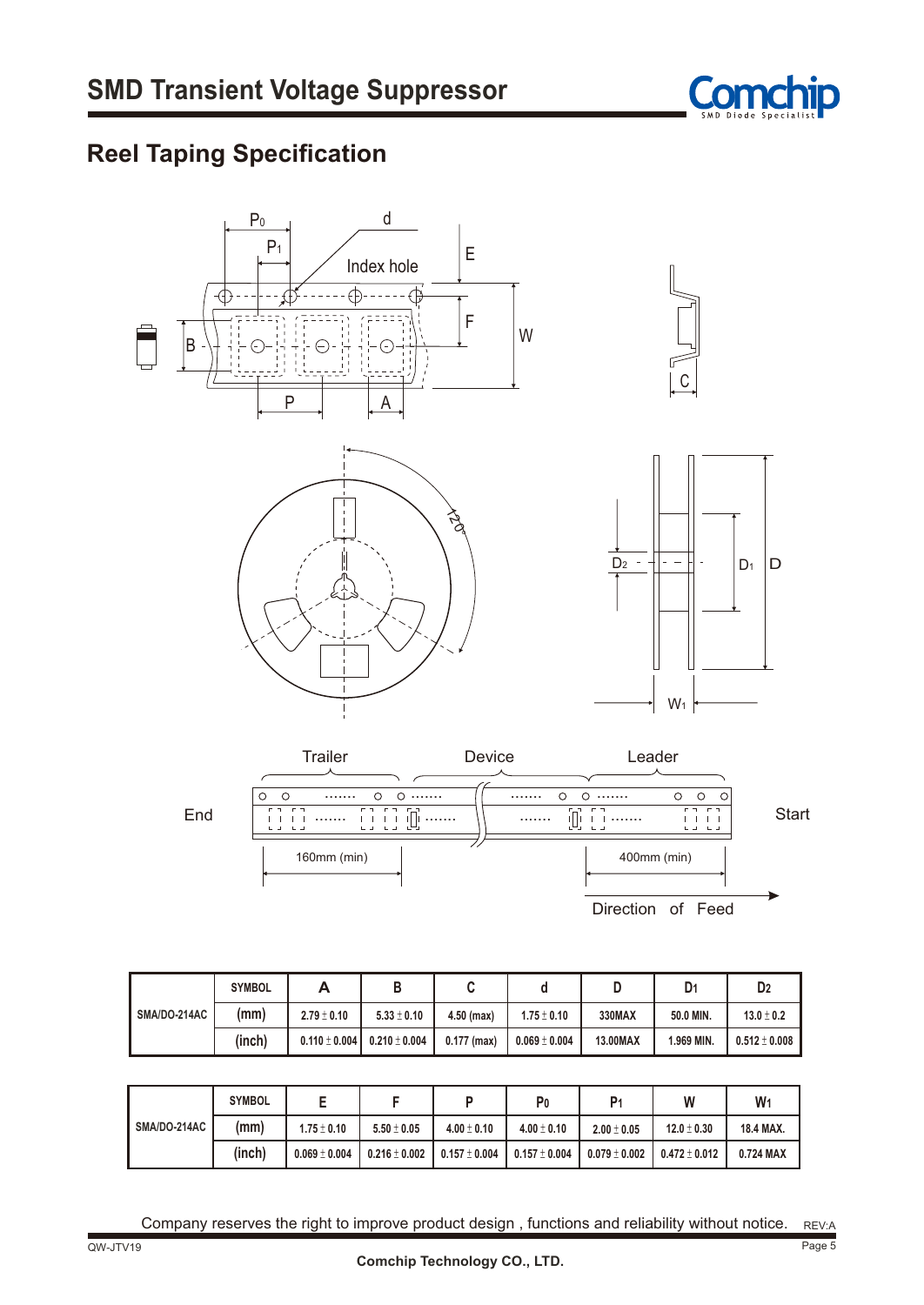# SMD Transient Voltage Suppressor

## Reel Taping Specification

$P_0$ d

$P_1$ Index hole E

B F W

P A C

120°

$D_2$ $D_1$ D

$W_1$

Trailer Device Leader

End Start

160mm (min) 400mm (min)

Direction of Feed

| SMA/DO-214AC | SYMBOL | A | B | C | d | D | $D_1$ | $D_2$ |
|---|---|---|---|---|---|---|---|---|
| | (mm) | 2.79 ± 0.10 | 5.33 ± 0.10 | 4.50 (max) | 1.75 ± 0.10 | 330MAX | 50.0 MIN. | 13.0 ± 0.2 |
| | (inch) | 0.110 ± 0.004 | 0.210 ± 0.004 | 0.177 (max) | 0.069 ± 0.004 | 13.00MAX | 1.969 MIN. | 0.512 ± 0.008 |

| SMA/DO-214AC | SYMBOL | E | F | P | $P_0$ | $P_1$ | W | $W_1$ |
|---|---|---|---|---|---|---|---|---|
| | (mm) | 1.75 ± 0.10 | 5.50 ± 0.05 | 4.00 ± 0.10 | 4.00 ± 0.10 | 2.00 ± 0.05 | 12.0 ± 0.30 | 18.4 MAX. |
| | (inch) | 0.069 ± 0.004 | 0.216 ± 0.002 | 0.157 ± 0.004 | 0.157 ± 0.004 | 0.079 ± 0.002 | 0.472 ± 0.012 | 0.724 MAX |

Company reserves the right to improve product design , functions and reliability without notice.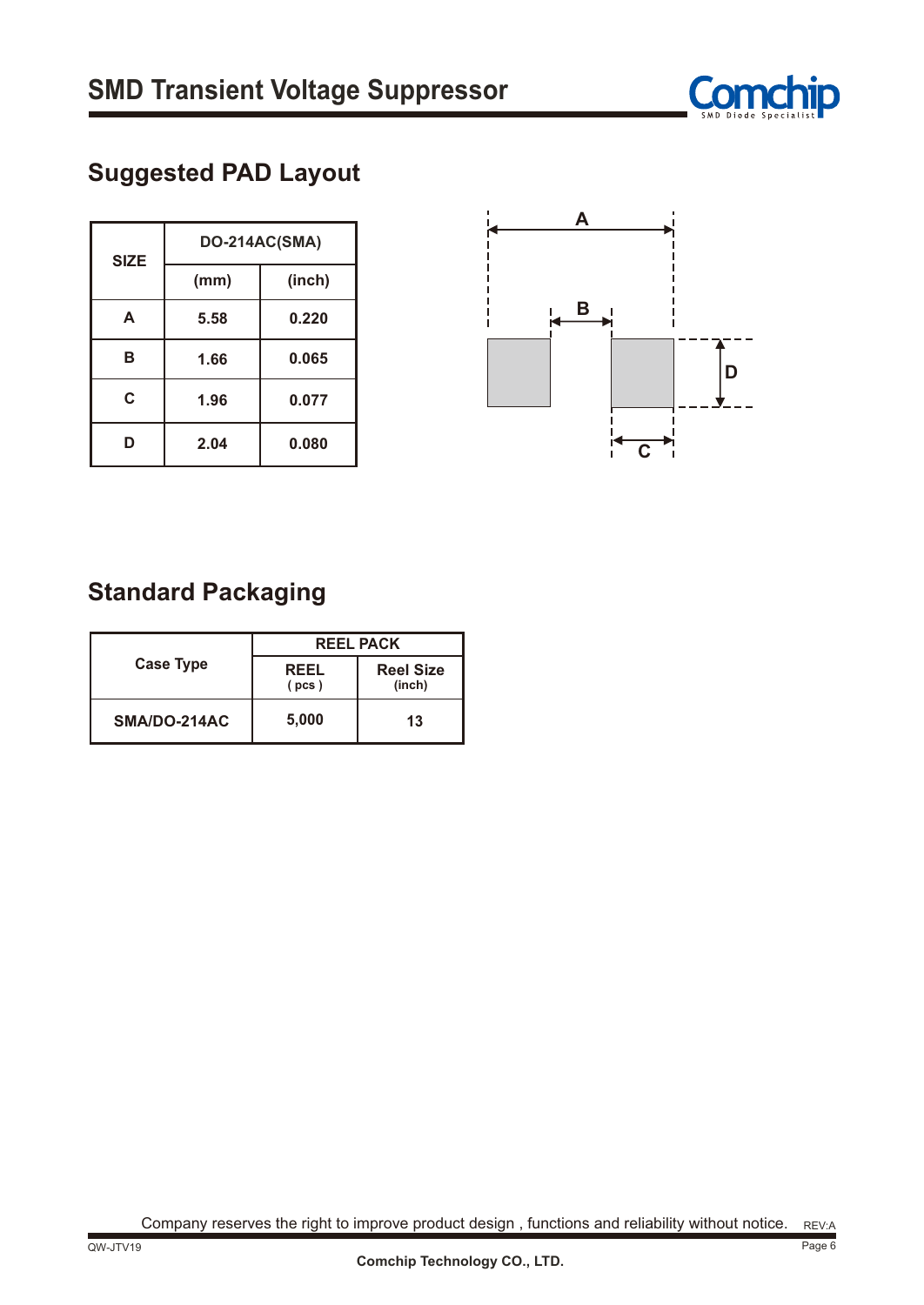## Suggested PAD Layout

| SIZE | DO-214AC(SMA) | |
|---|---|---|
| | (mm) | (inch) |
| A | 5.58 | 0.220 |
| B | 1.66 | 0.065 |
| C | 1.96 | 0.077 |
| D | 2.04 | 0.080 |

## Standard Packaging

| Case Type | REEL PACK | |
|---|---|---|
| | REEL ( pcs ) | Reel Size (inch) |
| SMA/DO-214AC | 5,000 | 13 |

Company reserves the right to improve product design , functions and reliability without notice.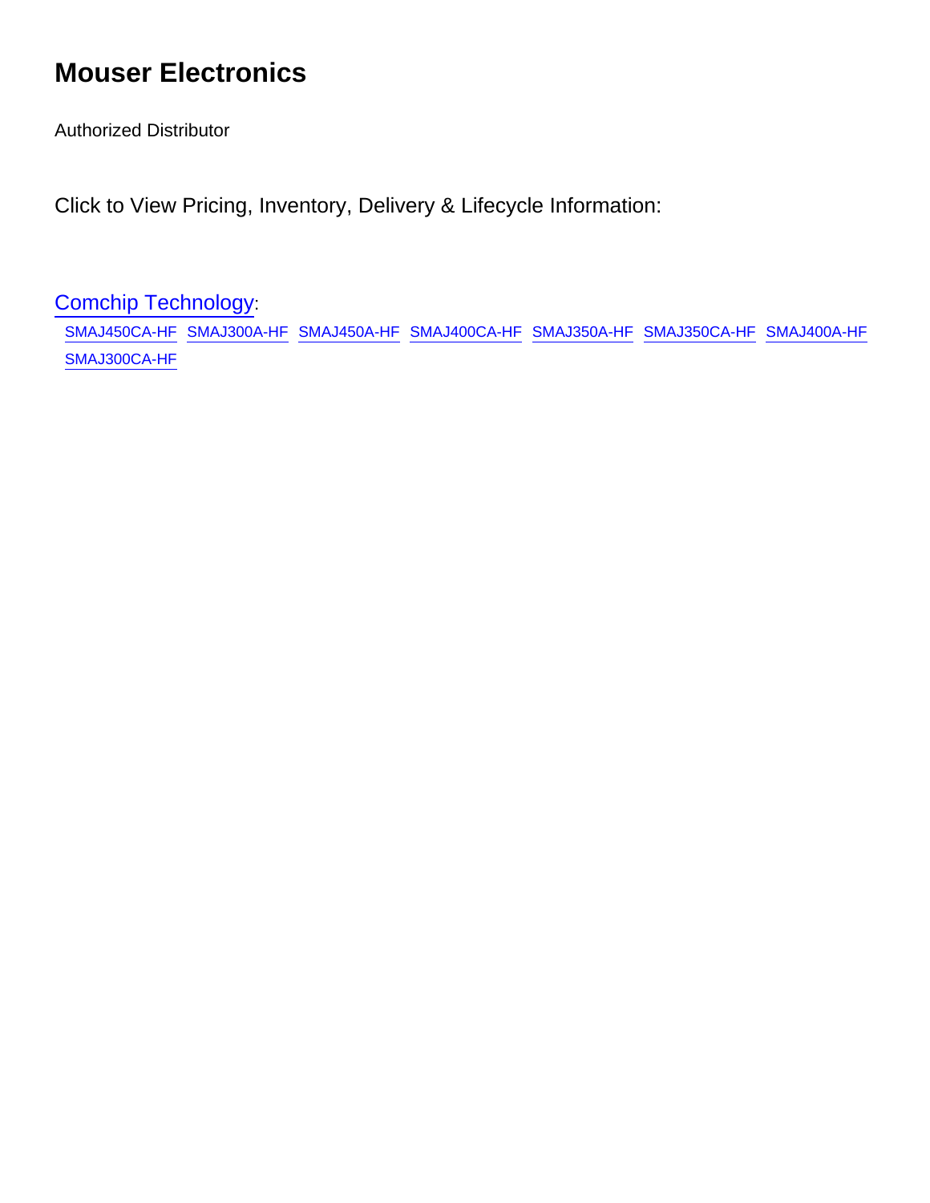# Mouser Electronics

Authorized Distributor

Click to View Pricing, Inventory, Delivery & Lifecycle Information:

Comchip Technology:

SMAJ450CA-HF SMAJ300A-HF SMAJ450A-HF SMAJ400CA-HF SMAJ350A-HF SMAJ350CA-HF SMAJ400A-HF SMAJ300CA-HF